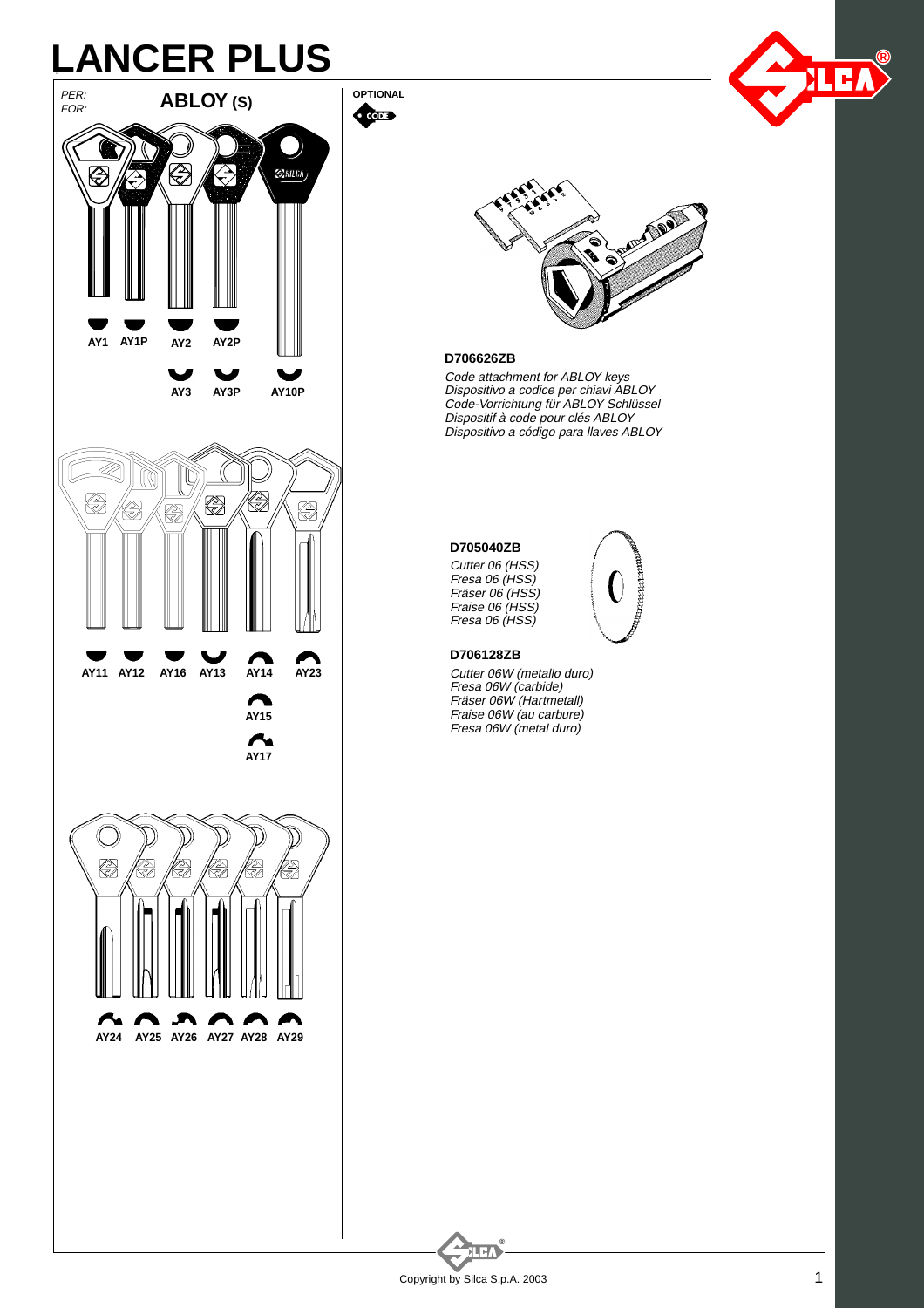# LANCER PLUS

*PER:*
*FOR:*

## ABLOY (S)

AY1 AY1P AY2 AY2P

AY3 AY3P AY10P

AY11 AY12 AY16 AY13 AY14 AY23

AY15

AY17

AY24 AY25 AY26 AY27 AY28 AY29

**OPTIONAL**

CODE

**D706626ZB**

*Code attachment for ABLOY keys*
*Dispositivo a codice per chiavi ABLOY*
*Code-Vorrichtung für ABLOY Schlüssel*
*Dispositif à code pour clés ABLOY*
*Dispositivo a código para llaves ABLOY*

**D705040ZB**

*Cutter 06 (HSS)*
*Fresa 06 (HSS)*
*Fräser 06 (HSS)*
*Fraise 06 (HSS)*
*Fresa 06 (HSS)*

**D706128ZB**

*Cutter 06W (metallo duro)*
*Fresa 06W (carbide)*
*Fräser 06W (Hartmetall)*
*Fraise 06W (au carbure)*
*Fresa 06W (metal duro)*

Copyright by Silca S.p.A. 2003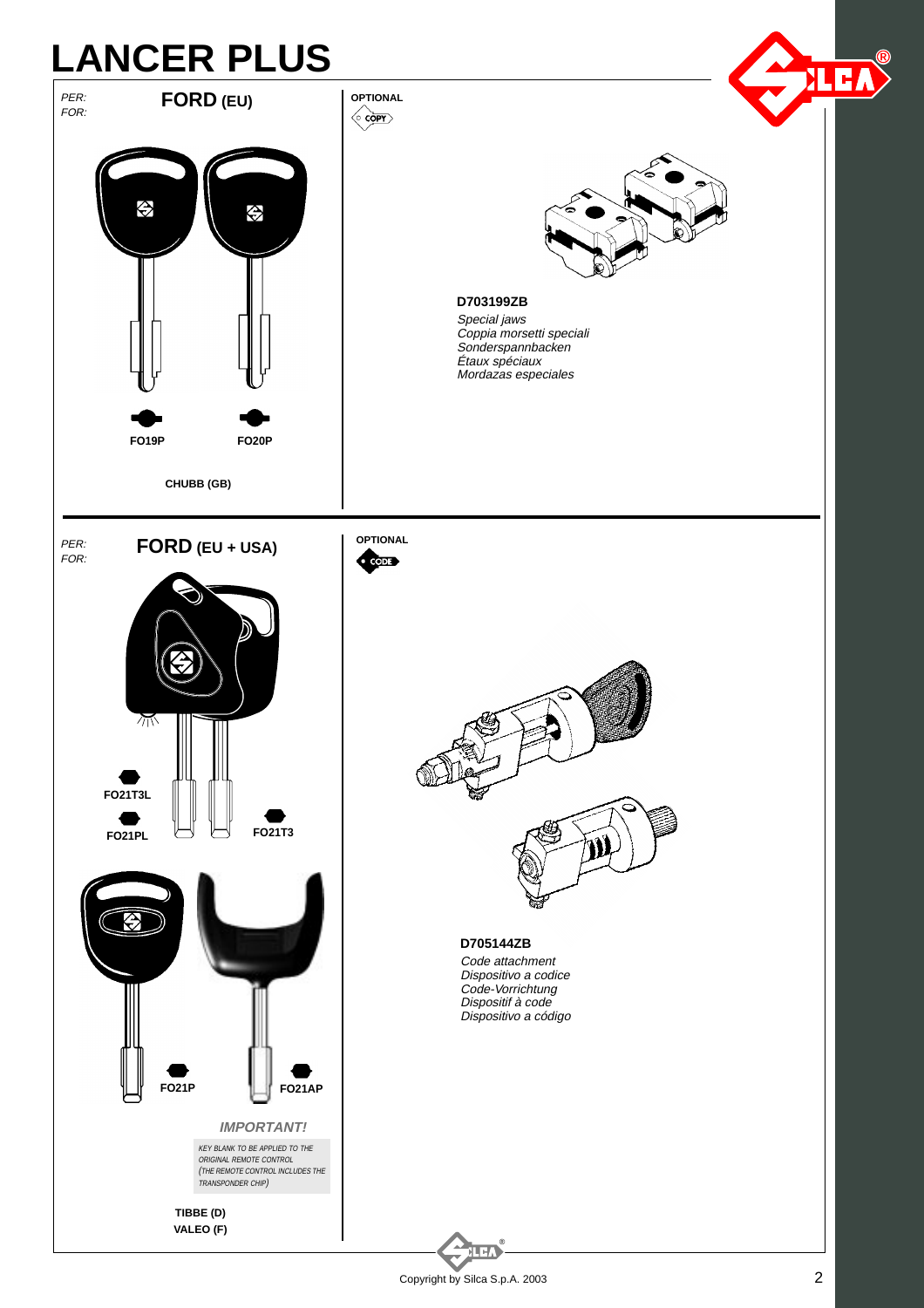# LANCER PLUS

*PER:*
*FOR:*

## FORD (EU)

FO19P

FO20P

CHUBB (GB)

**OPTIONAL**

COPY

**D703199ZB**

*Special jaws*
*Coppia morsetti speciali*
*Sonderspannbacken*
*Étaux spéciaux*
*Mordazas especiales*

*PER:*
*FOR:*

## FORD (EU + USA)

FO21T3L

FO21PL

FO21T3

FO21P

FO21AP

***IMPORTANT!***

*KEY BLANK TO BE APPLIED TO THE ORIGINAL REMOTE CONTROL (THE REMOTE CONTROL INCLUDES THE TRANSPONDER CHIP)*

TIBBE (D)
VALEO (F)

**OPTIONAL**

CODE

**D705144ZB**

*Code attachment*
*Dispositivo a codice*
*Code-Vorrichtung*
*Dispositif à code*
*Dispositivo a código*

Copyright by Silca S.p.A. 2003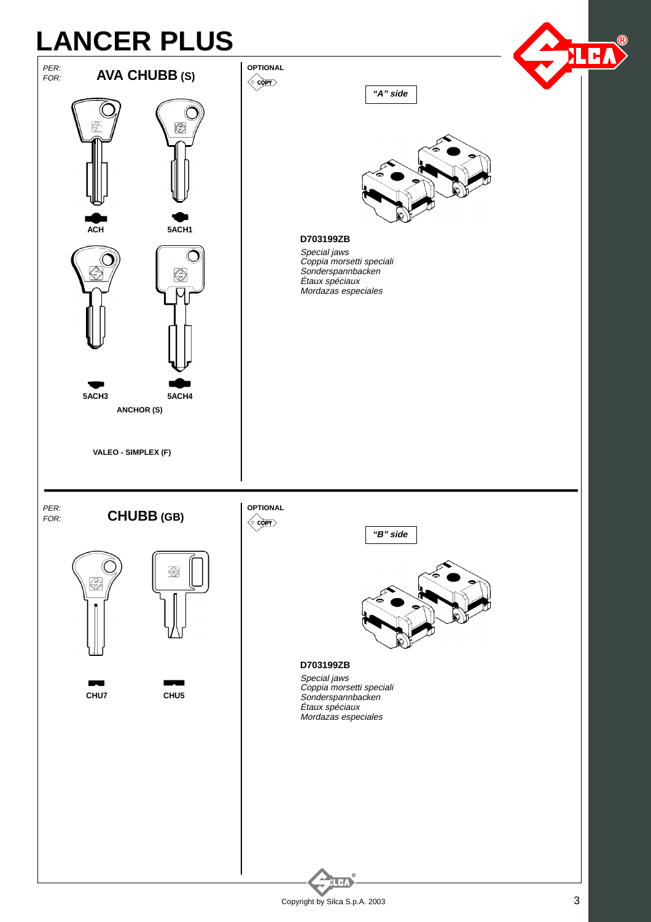# LANCER PLUS

*PER:*
*FOR:*

## AVA CHUBB (S)

ACH

5ACH1

5ACH3

5ACH4

**ANCHOR (S)**

**VALEO - SIMPLEX (F)**

**OPTIONAL**

COPY

***"A" side***

**D703199ZB**

*Special jaws*
*Coppia morsetti speciali*
*Sonderspannbacken*
*Étaux spéciaux*
*Mordazas especiales*

---

*PER:*
*FOR:*

## CHUBB (GB)

CHU7

CHU5

**OPTIONAL**

COPY

***"B" side***

**D703199ZB**

*Special jaws*
*Coppia morsetti speciali*
*Sonderspannbacken*
*Étaux spéciaux*
*Mordazas especiales*

Copyright by Silca S.p.A. 2003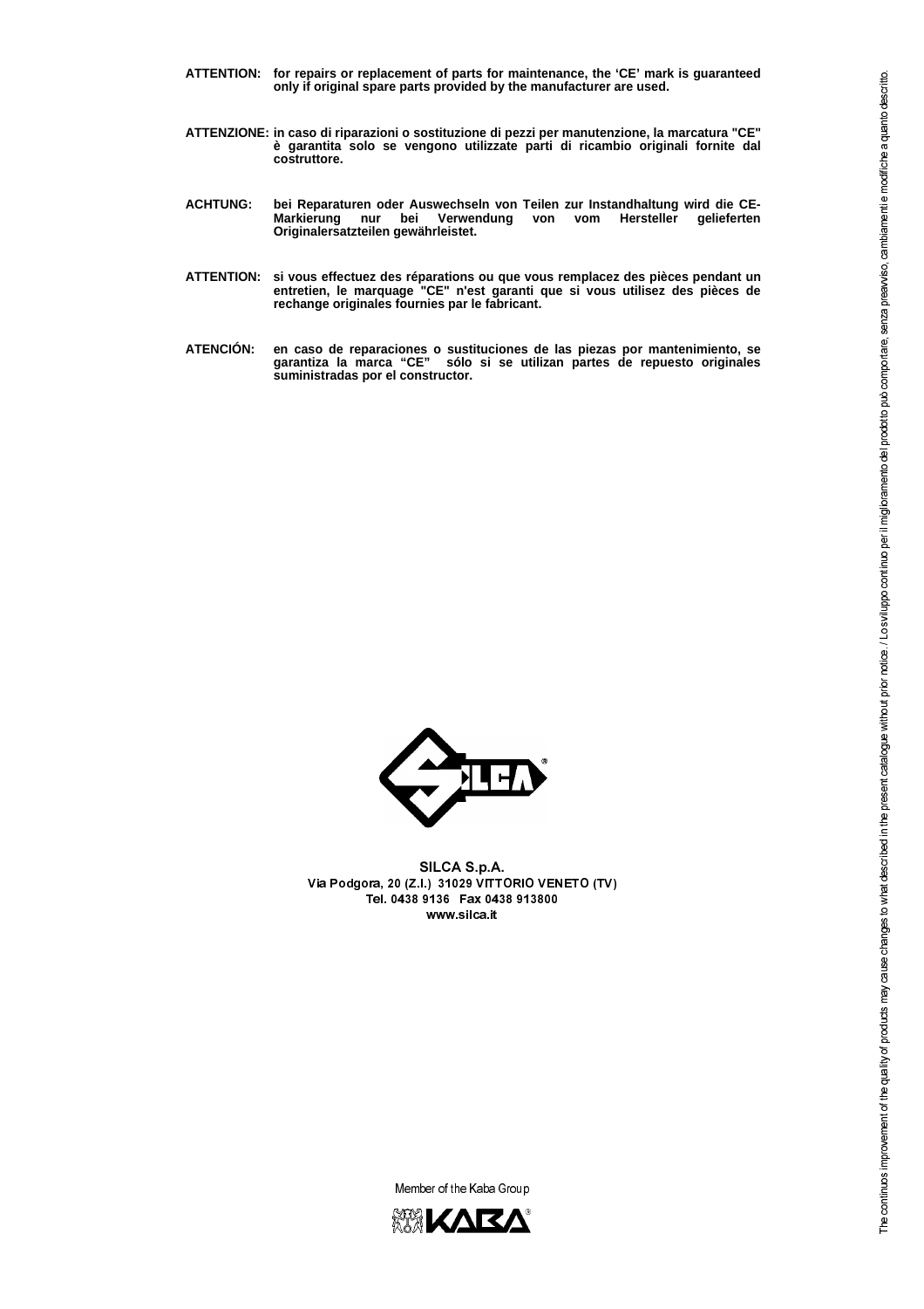**ATTENTION:** for repairs or replacement of parts for maintenance, the 'CE' mark is guaranteed only if original spare parts provided by the manufacturer are used.

**ATTENZIONE:** in caso di riparazioni o sostituzione di pezzi per manutenzione, la marcatura "CE" è garantita solo se vengono utilizzate parti di ricambio originali fornite dal costruttore.

**ACHTUNG:** bei Reparaturen oder Auswechseln von Teilen zur Instandhaltung wird die CE-Markierung nur bei Verwendung von vom Hersteller gelieferten Originalersatzteilen gewährleistet.

**ATTENTION:** si vous effectuez des réparations ou que vous remplacez des pièces pendant un entretien, le marquage "CE" n'est garanti que si vous utilisez des pièces de rechange originales fournies par le fabricant.

**ATENCIÓN:** en caso de reparaciones o sustituciones de las piezas por mantenimiento, se garantiza la marca "CE" sólo si se utilizan partes de repuesto originales suministradas por el constructor.

SILCA S.p.A.
Via Podgora, 20 (Z.I.) 31029 VITTORIO VENETO (TV)
Tel. 0438 9136 Fax 0438 913800
www.silca.it

Member of the Kaba Group

The continuos improvement of the quality of products may cause changes to what described in the present catalogue without prior notice. / Lo sviluppo continuo per il miglioramento del prodotto può comportare, senza preavviso, cambiamenti e modifiche a quanto descritto.